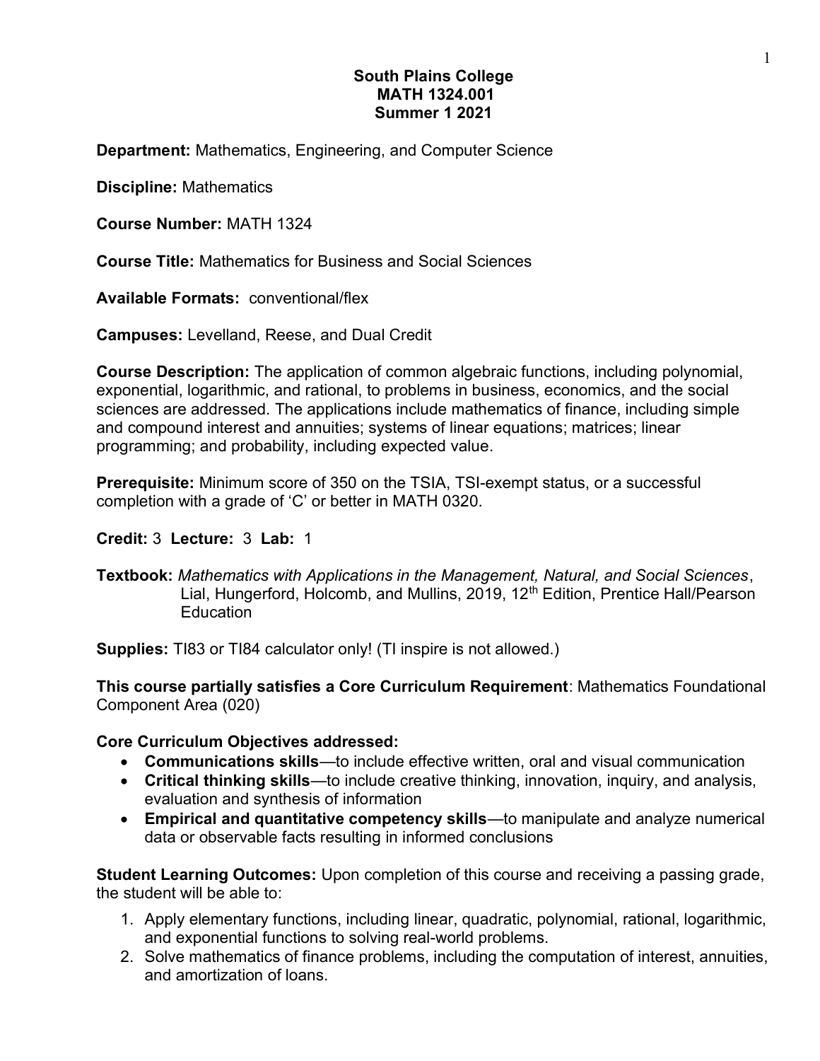# South Plains College
# MATH 1324.001
# Summer 1 2021

**Department:** Mathematics, Engineering, and Computer Science

**Discipline:** Mathematics

**Course Number:** MATH 1324

**Course Title:** Mathematics for Business and Social Sciences

**Available Formats:** conventional/flex

**Campuses:** Levelland, Reese, and Dual Credit

**Course Description:** The application of common algebraic functions, including polynomial, exponential, logarithmic, and rational, to problems in business, economics, and the social sciences are addressed. The applications include mathematics of finance, including simple and compound interest and annuities; systems of linear equations; matrices; linear programming; and probability, including expected value.

**Prerequisite:** Minimum score of 350 on the TSIA, TSI-exempt status, or a successful completion with a grade of 'C' or better in MATH 0320.

**Credit:** 3 **Lecture:** 3 **Lab:** 1

**Textbook:** *Mathematics with Applications in the Management, Natural, and Social Sciences*, Lial, Hungerford, Holcomb, and Mullins, 2019, 12th Edition, Prentice Hall/Pearson Education

**Supplies:** TI83 or TI84 calculator only! (TI inspire is not allowed.)

**This course partially satisfies a Core Curriculum Requirement**: Mathematics Foundational Component Area (020)

**Core Curriculum Objectives addressed:**

- **Communications skills**—to include effective written, oral and visual communication
- **Critical thinking skills**—to include creative thinking, innovation, inquiry, and analysis, evaluation and synthesis of information
- **Empirical and quantitative competency skills**—to manipulate and analyze numerical data or observable facts resulting in informed conclusions

**Student Learning Outcomes:** Upon completion of this course and receiving a passing grade, the student will be able to:

1. Apply elementary functions, including linear, quadratic, polynomial, rational, logarithmic, and exponential functions to solving real-world problems.
2. Solve mathematics of finance problems, including the computation of interest, annuities, and amortization of loans.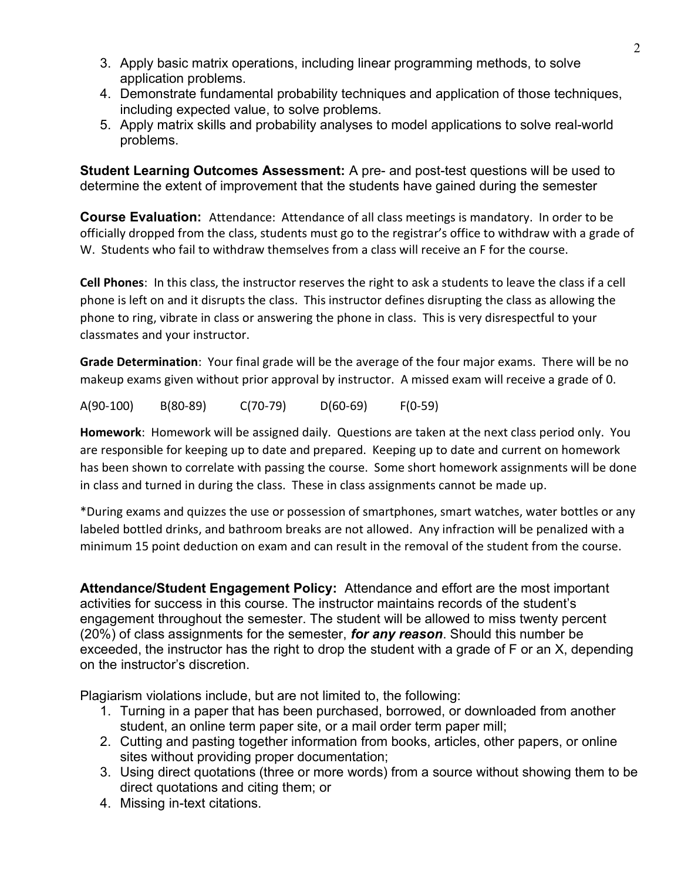3. Apply basic matrix operations, including linear programming methods, to solve application problems.
4. Demonstrate fundamental probability techniques and application of those techniques, including expected value, to solve problems.
5. Apply matrix skills and probability analyses to model applications to solve real-world problems.

**Student Learning Outcomes Assessment:** A pre- and post-test questions will be used to determine the extent of improvement that the students have gained during the semester

**Course Evaluation:** Attendance: Attendance of all class meetings is mandatory. In order to be officially dropped from the class, students must go to the registrar's office to withdraw with a grade of W. Students who fail to withdraw themselves from a class will receive an F for the course.

**Cell Phones**: In this class, the instructor reserves the right to ask a students to leave the class if a cell phone is left on and it disrupts the class. This instructor defines disrupting the class as allowing the phone to ring, vibrate in class or answering the phone in class. This is very disrespectful to your classmates and your instructor.

**Grade Determination**: Your final grade will be the average of the four major exams. There will be no makeup exams given without prior approval by instructor. A missed exam will receive a grade of 0.

A(90-100) B(80-89) C(70-79) D(60-69) F(0-59)

**Homework**: Homework will be assigned daily. Questions are taken at the next class period only. You are responsible for keeping up to date and prepared. Keeping up to date and current on homework has been shown to correlate with passing the course. Some short homework assignments will be done in class and turned in during the class. These in class assignments cannot be made up.

*During exams and quizzes the use or possession of smartphones, smart watches, water bottles or any labeled bottled drinks, and bathroom breaks are not allowed. Any infraction will be penalized with a minimum 15 point deduction on exam and can result in the removal of the student from the course.

**Attendance/Student Engagement Policy:** Attendance and effort are the most important activities for success in this course. The instructor maintains records of the student's engagement throughout the semester. The student will be allowed to miss twenty percent (20%) of class assignments for the semester, ***for any reason***. Should this number be exceeded, the instructor has the right to drop the student with a grade of F or an X, depending on the instructor's discretion.

Plagiarism violations include, but are not limited to, the following:

1. Turning in a paper that has been purchased, borrowed, or downloaded from another student, an online term paper site, or a mail order term paper mill;
2. Cutting and pasting together information from books, articles, other papers, or online sites without providing proper documentation;
3. Using direct quotations (three or more words) from a source without showing them to be direct quotations and citing them; or
4. Missing in-text citations.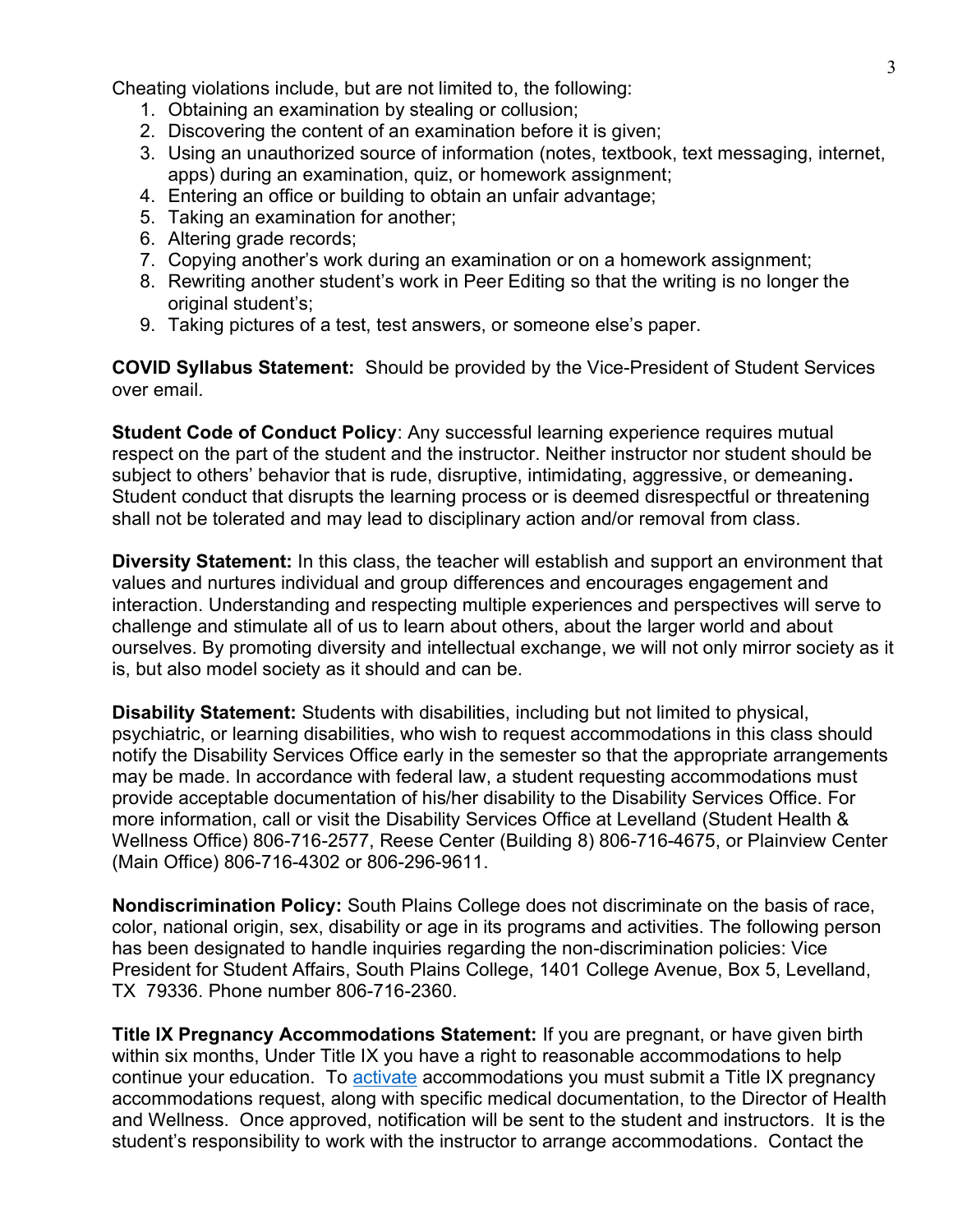Cheating violations include, but are not limited to, the following:

1. Obtaining an examination by stealing or collusion;
2. Discovering the content of an examination before it is given;
3. Using an unauthorized source of information (notes, textbook, text messaging, internet, apps) during an examination, quiz, or homework assignment;
4. Entering an office or building to obtain an unfair advantage;
5. Taking an examination for another;
6. Altering grade records;
7. Copying another's work during an examination or on a homework assignment;
8. Rewriting another student's work in Peer Editing so that the writing is no longer the original student's;
9. Taking pictures of a test, test answers, or someone else's paper.

**COVID Syllabus Statement:** Should be provided by the Vice-President of Student Services over email.

**Student Code of Conduct Policy**: Any successful learning experience requires mutual respect on the part of the student and the instructor. Neither instructor nor student should be subject to others' behavior that is rude, disruptive, intimidating, aggressive, or demeaning**.** Student conduct that disrupts the learning process or is deemed disrespectful or threatening shall not be tolerated and may lead to disciplinary action and/or removal from class.

**Diversity Statement:** In this class, the teacher will establish and support an environment that values and nurtures individual and group differences and encourages engagement and interaction. Understanding and respecting multiple experiences and perspectives will serve to challenge and stimulate all of us to learn about others, about the larger world and about ourselves. By promoting diversity and intellectual exchange, we will not only mirror society as it is, but also model society as it should and can be.

**Disability Statement:** Students with disabilities, including but not limited to physical, psychiatric, or learning disabilities, who wish to request accommodations in this class should notify the Disability Services Office early in the semester so that the appropriate arrangements may be made. In accordance with federal law, a student requesting accommodations must provide acceptable documentation of his/her disability to the Disability Services Office. For more information, call or visit the Disability Services Office at Levelland (Student Health & Wellness Office) 806-716-2577, Reese Center (Building 8) 806-716-4675, or Plainview Center (Main Office) 806-716-4302 or 806-296-9611.

**Nondiscrimination Policy:** South Plains College does not discriminate on the basis of race, color, national origin, sex, disability or age in its programs and activities. The following person has been designated to handle inquiries regarding the non-discrimination policies: Vice President for Student Affairs, South Plains College, 1401 College Avenue, Box 5, Levelland, TX 79336. Phone number 806-716-2360.

**Title IX Pregnancy Accommodations Statement:** If you are pregnant, or have given birth within six months, Under Title IX you have a right to reasonable accommodations to help continue your education. To activate accommodations you must submit a Title IX pregnancy accommodations request, along with specific medical documentation, to the Director of Health and Wellness. Once approved, notification will be sent to the student and instructors. It is the student's responsibility to work with the instructor to arrange accommodations. Contact the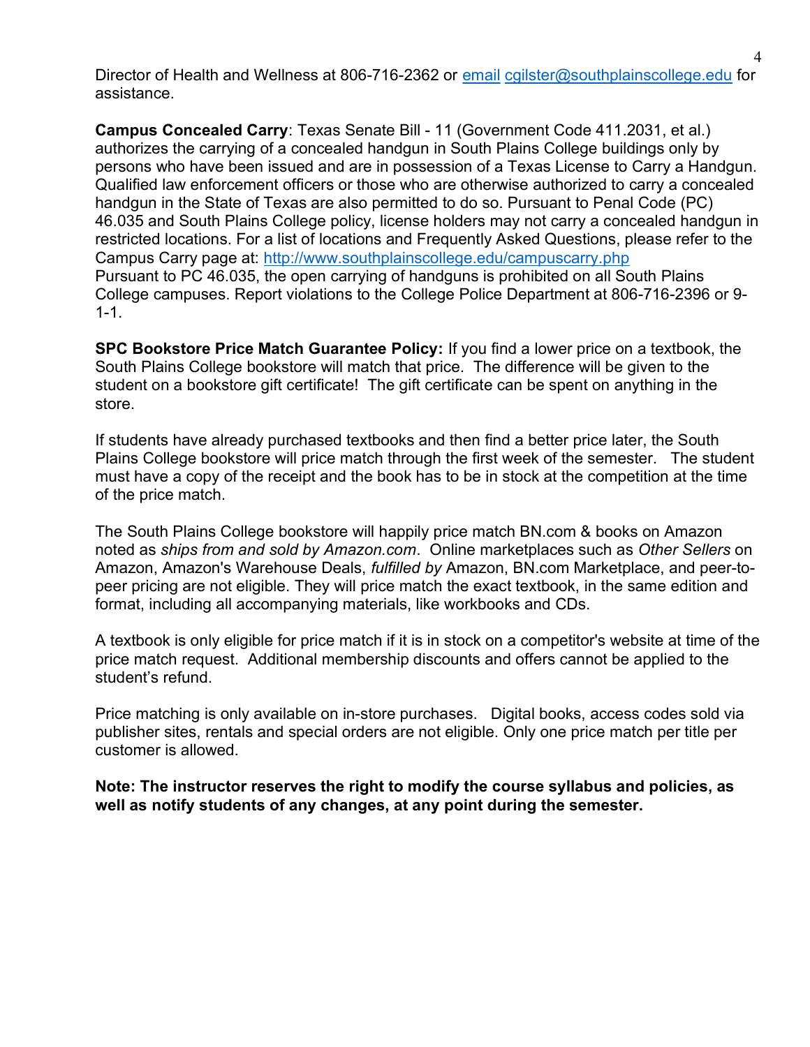Director of Health and Wellness at 806-716-2362 or email cgilster@southplainscollege.edu for assistance.

**Campus Concealed Carry**: Texas Senate Bill - 11 (Government Code 411.2031, et al.) authorizes the carrying of a concealed handgun in South Plains College buildings only by persons who have been issued and are in possession of a Texas License to Carry a Handgun. Qualified law enforcement officers or those who are otherwise authorized to carry a concealed handgun in the State of Texas are also permitted to do so. Pursuant to Penal Code (PC) 46.035 and South Plains College policy, license holders may not carry a concealed handgun in restricted locations. For a list of locations and Frequently Asked Questions, please refer to the Campus Carry page at: http://www.southplainscollege.edu/campuscarry.php
Pursuant to PC 46.035, the open carrying of handguns is prohibited on all South Plains College campuses. Report violations to the College Police Department at 806-716-2396 or 9-1-1.

**SPC Bookstore Price Match Guarantee Policy:** If you find a lower price on a textbook, the South Plains College bookstore will match that price. The difference will be given to the student on a bookstore gift certificate! The gift certificate can be spent on anything in the store.

If students have already purchased textbooks and then find a better price later, the South Plains College bookstore will price match through the first week of the semester. The student must have a copy of the receipt and the book has to be in stock at the competition at the time of the price match.

The South Plains College bookstore will happily price match BN.com & books on Amazon noted as *ships from and sold by Amazon.com*. Online marketplaces such as *Other Sellers* on Amazon, Amazon's Warehouse Deals, *fulfilled by* Amazon, BN.com Marketplace, and peer-to-peer pricing are not eligible. They will price match the exact textbook, in the same edition and format, including all accompanying materials, like workbooks and CDs.

A textbook is only eligible for price match if it is in stock on a competitor's website at time of the price match request. Additional membership discounts and offers cannot be applied to the student's refund.

Price matching is only available on in-store purchases. Digital books, access codes sold via publisher sites, rentals and special orders are not eligible. Only one price match per title per customer is allowed.

**Note: The instructor reserves the right to modify the course syllabus and policies, as well as notify students of any changes, at any point during the semester.**